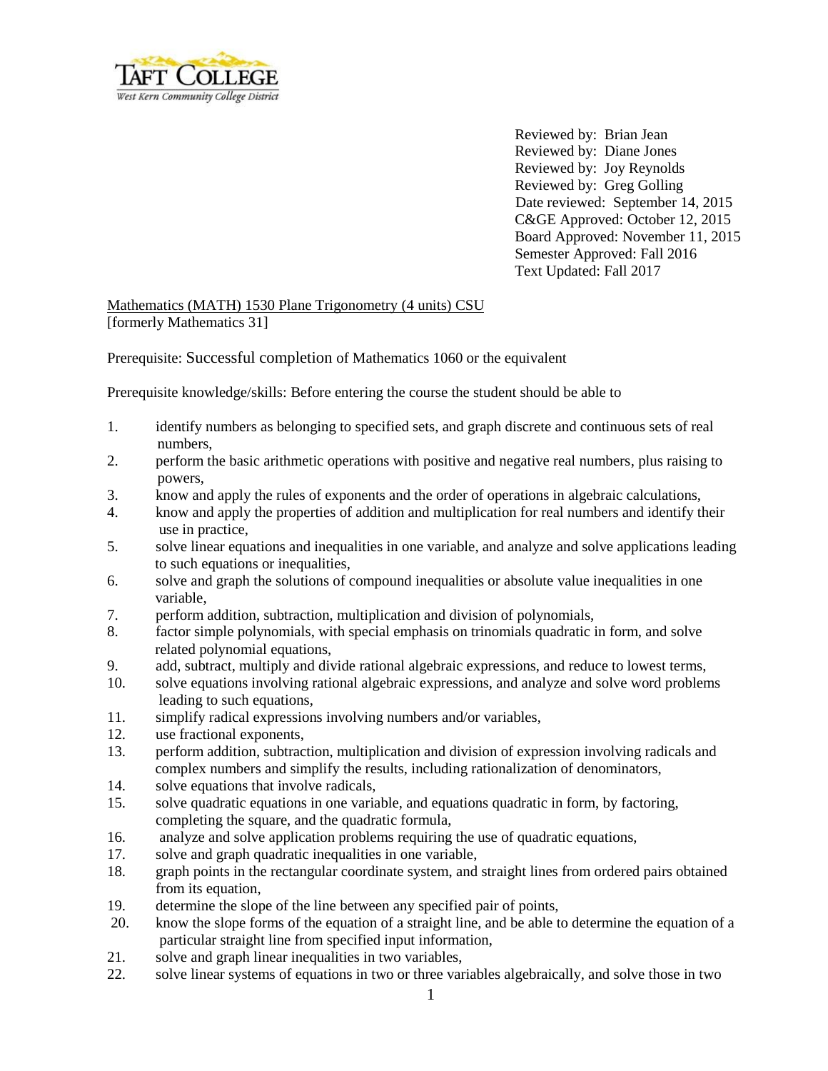Reviewed by: Brian Jean
Reviewed by: Diane Jones
Reviewed by: Joy Reynolds
Reviewed by: Greg Golling
Date reviewed: September 14, 2015
C&GE Approved: October 12, 2015
Board Approved: November 11, 2015
Semester Approved: Fall 2016
Text Updated: Fall 2017

Mathematics (MATH) 1530 Plane Trigonometry (4 units) CSU
[formerly Mathematics 31]

Prerequisite: Successful completion of Mathematics 1060 or the equivalent

Prerequisite knowledge/skills: Before entering the course the student should be able to

1. identify numbers as belonging to specified sets, and graph discrete and continuous sets of real numbers,
2. perform the basic arithmetic operations with positive and negative real numbers, plus raising to powers,
3. know and apply the rules of exponents and the order of operations in algebraic calculations,
4. know and apply the properties of addition and multiplication for real numbers and identify their use in practice,
5. solve linear equations and inequalities in one variable, and analyze and solve applications leading to such equations or inequalities,
6. solve and graph the solutions of compound inequalities or absolute value inequalities in one variable,
7. perform addition, subtraction, multiplication and division of polynomials,
8. factor simple polynomials, with special emphasis on trinomials quadratic in form, and solve related polynomial equations,
9. add, subtract, multiply and divide rational algebraic expressions, and reduce to lowest terms,
10. solve equations involving rational algebraic expressions, and analyze and solve word problems leading to such equations,
11. simplify radical expressions involving numbers and/or variables,
12. use fractional exponents,
13. perform addition, subtraction, multiplication and division of expression involving radicals and complex numbers and simplify the results, including rationalization of denominators,
14. solve equations that involve radicals,
15. solve quadratic equations in one variable, and equations quadratic in form, by factoring, completing the square, and the quadratic formula,
16. analyze and solve application problems requiring the use of quadratic equations,
17. solve and graph quadratic inequalities in one variable,
18. graph points in the rectangular coordinate system, and straight lines from ordered pairs obtained from its equation,
19. determine the slope of the line between any specified pair of points,
20. know the slope forms of the equation of a straight line, and be able to determine the equation of a particular straight line from specified input information,
21. solve and graph linear inequalities in two variables,
22. solve linear systems of equations in two or three variables algebraically, and solve those in two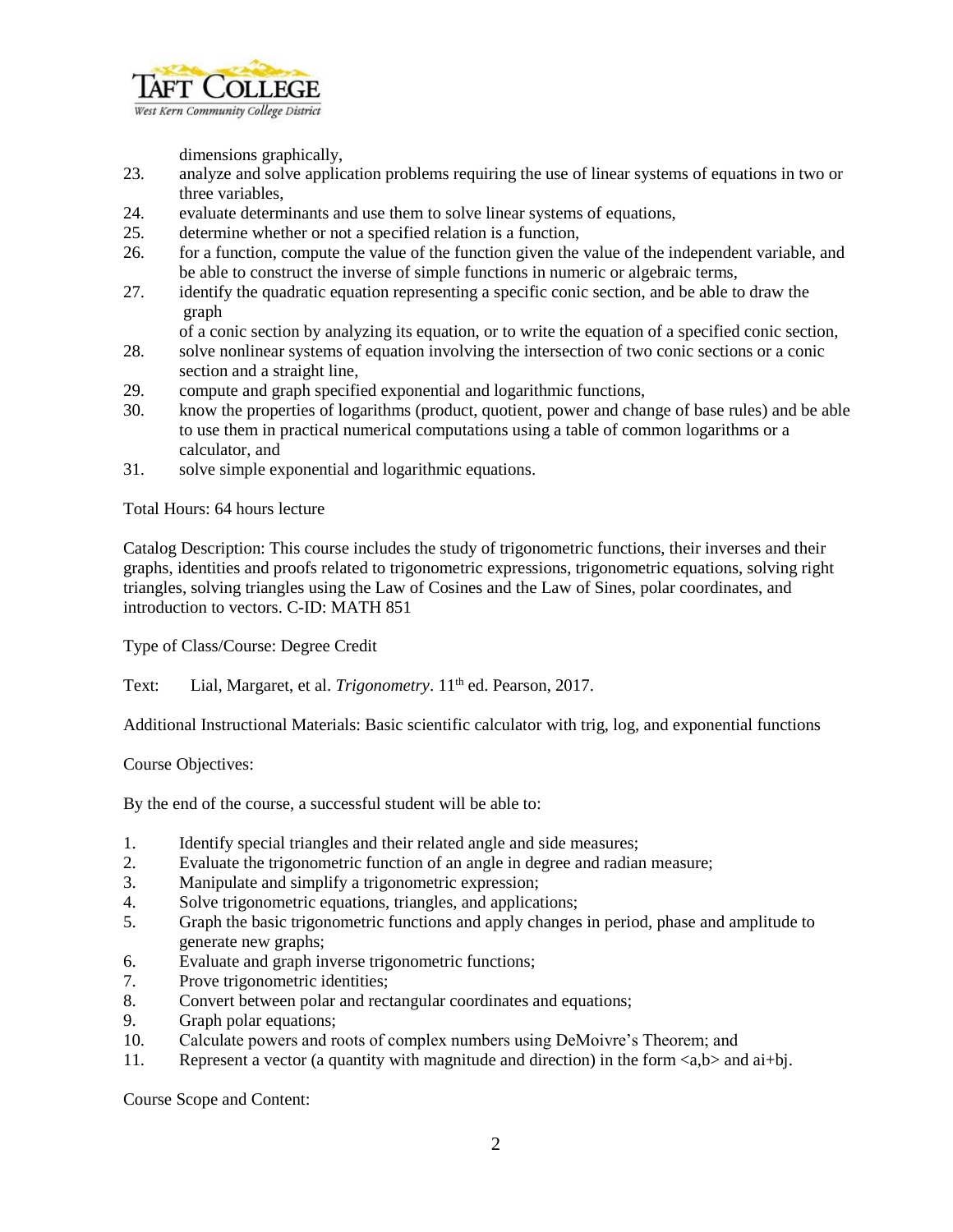dimensions graphically,

23. analyze and solve application problems requiring the use of linear systems of equations in two or three variables,
24. evaluate determinants and use them to solve linear systems of equations,
25. determine whether or not a specified relation is a function,
26. for a function, compute the value of the function given the value of the independent variable, and be able to construct the inverse of simple functions in numeric or algebraic terms,
27. identify the quadratic equation representing a specific conic section, and be able to draw the graph of a conic section by analyzing its equation, or to write the equation of a specified conic section,
28. solve nonlinear systems of equation involving the intersection of two conic sections or a conic section and a straight line,
29. compute and graph specified exponential and logarithmic functions,
30. know the properties of logarithms (product, quotient, power and change of base rules) and be able to use them in practical numerical computations using a table of common logarithms or a calculator, and
31. solve simple exponential and logarithmic equations.

Total Hours: 64 hours lecture

Catalog Description: This course includes the study of trigonometric functions, their inverses and their graphs, identities and proofs related to trigonometric expressions, trigonometric equations, solving right triangles, solving triangles using the Law of Cosines and the Law of Sines, polar coordinates, and introduction to vectors. C-ID: MATH 851

Type of Class/Course: Degree Credit

Text: Lial, Margaret, et al. *Trigonometry*. 11th ed. Pearson, 2017.

Additional Instructional Materials: Basic scientific calculator with trig, log, and exponential functions

Course Objectives:

By the end of the course, a successful student will be able to:

1. Identify special triangles and their related angle and side measures;
2. Evaluate the trigonometric function of an angle in degree and radian measure;
3. Manipulate and simplify a trigonometric expression;
4. Solve trigonometric equations, triangles, and applications;
5. Graph the basic trigonometric functions and apply changes in period, phase and amplitude to generate new graphs;
6. Evaluate and graph inverse trigonometric functions;
7. Prove trigonometric identities;
8. Convert between polar and rectangular coordinates and equations;
9. Graph polar equations;
10. Calculate powers and roots of complex numbers using DeMoivre's Theorem; and
11. Represent a vector (a quantity with magnitude and direction) in the form <a,b> and ai+bj.

Course Scope and Content: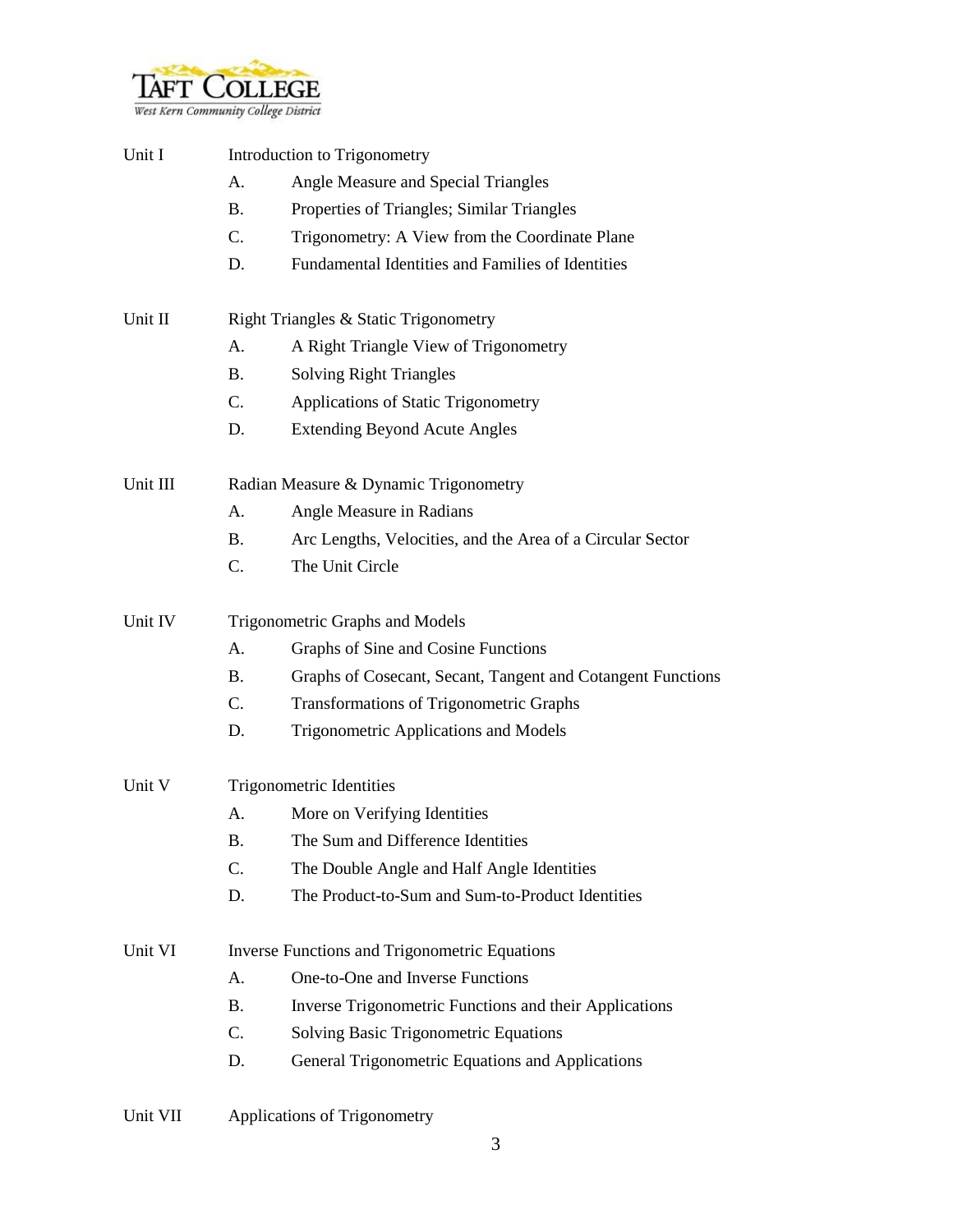Unit I Introduction to Trigonometry

- A. Angle Measure and Special Triangles
- B. Properties of Triangles; Similar Triangles
- C. Trigonometry: A View from the Coordinate Plane
- D. Fundamental Identities and Families of Identities

Unit II Right Triangles & Static Trigonometry

- A. A Right Triangle View of Trigonometry
- B. Solving Right Triangles
- C. Applications of Static Trigonometry
- D. Extending Beyond Acute Angles

Unit III Radian Measure & Dynamic Trigonometry

- A. Angle Measure in Radians
- B. Arc Lengths, Velocities, and the Area of a Circular Sector
- C. The Unit Circle

Unit IV Trigonometric Graphs and Models

- A. Graphs of Sine and Cosine Functions
- B. Graphs of Cosecant, Secant, Tangent and Cotangent Functions
- C. Transformations of Trigonometric Graphs
- D. Trigonometric Applications and Models

Unit V Trigonometric Identities

- A. More on Verifying Identities
- B. The Sum and Difference Identities
- C. The Double Angle and Half Angle Identities
- D. The Product-to-Sum and Sum-to-Product Identities

Unit VI Inverse Functions and Trigonometric Equations

- A. One-to-One and Inverse Functions
- B. Inverse Trigonometric Functions and their Applications
- C. Solving Basic Trigonometric Equations
- D. General Trigonometric Equations and Applications

Unit VII Applications of Trigonometry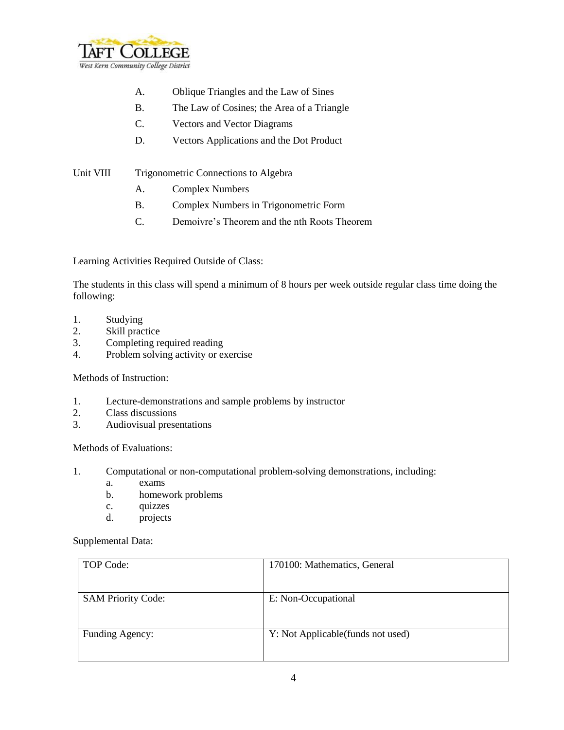A. Oblique Triangles and the Law of Sines
B. The Law of Cosines; the Area of a Triangle
C. Vectors and Vector Diagrams
D. Vectors Applications and the Dot Product

Unit VIII Trigonometric Connections to Algebra

A. Complex Numbers
B. Complex Numbers in Trigonometric Form
C. Demoivre's Theorem and the nth Roots Theorem

Learning Activities Required Outside of Class:

The students in this class will spend a minimum of 8 hours per week outside regular class time doing the following:

1. Studying
2. Skill practice
3. Completing required reading
4. Problem solving activity or exercise

Methods of Instruction:

1. Lecture-demonstrations and sample problems by instructor
2. Class discussions
3. Audiovisual presentations

Methods of Evaluations:

1. Computational or non-computational problem-solving demonstrations, including:
   a. exams
   b. homework problems
   c. quizzes
   d. projects

Supplemental Data:

| TOP Code: | 170100: Mathematics, General |
| --- | --- |
| SAM Priority Code: | E: Non-Occupational |
| Funding Agency: | Y: Not Applicable(funds not used) |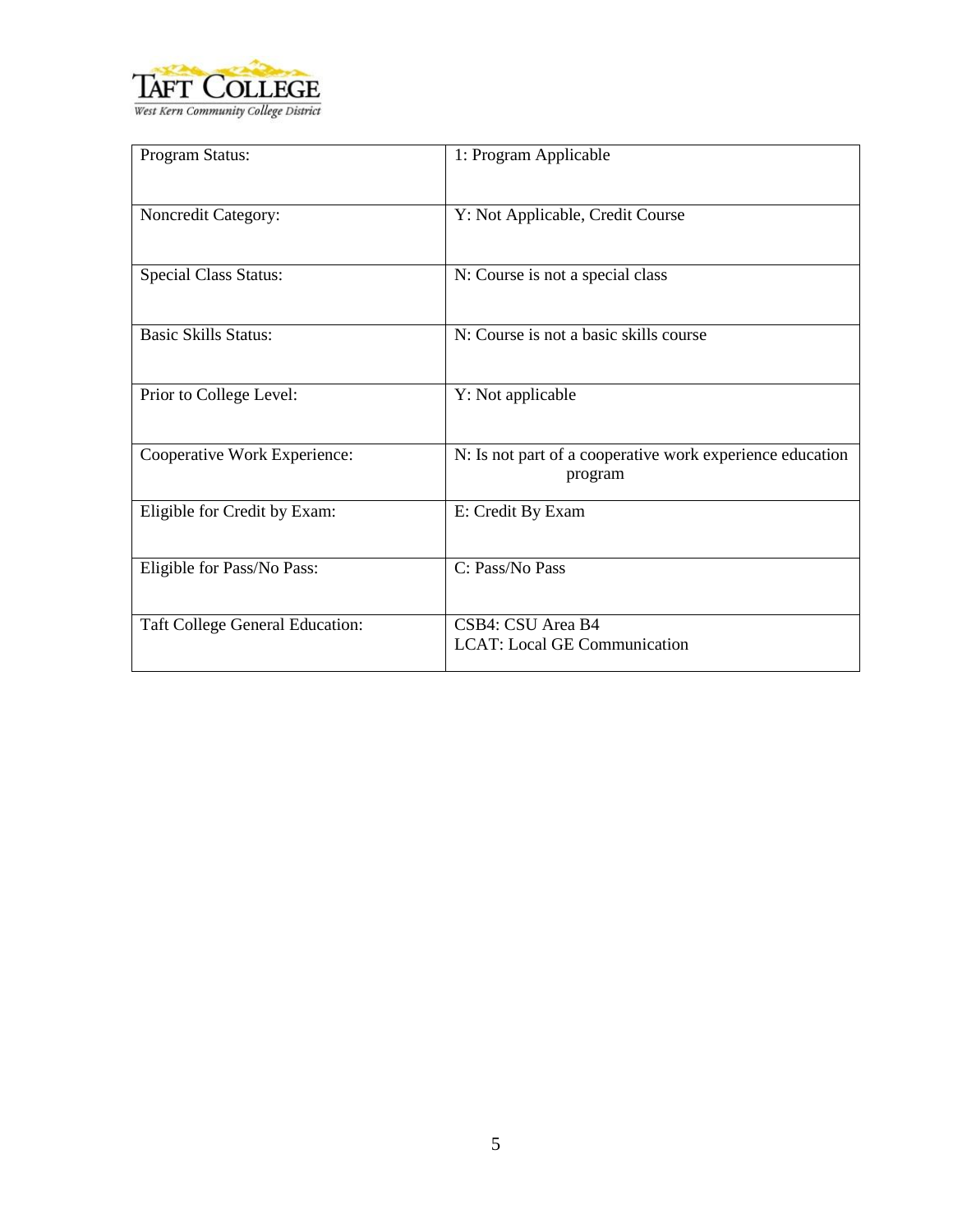| | |
|---|---|
| Program Status: | 1: Program Applicable |
| Noncredit Category: | Y: Not Applicable, Credit Course |
| Special Class Status: | N: Course is not a special class |
| Basic Skills Status: | N: Course is not a basic skills course |
| Prior to College Level: | Y: Not applicable |
| Cooperative Work Experience: | N: Is not part of a cooperative work experience education program |
| Eligible for Credit by Exam: | E: Credit By Exam |
| Eligible for Pass/No Pass: | C: Pass/No Pass |
| Taft College General Education: | CSB4: CSU Area B4<br>LCAT: Local GE Communication |